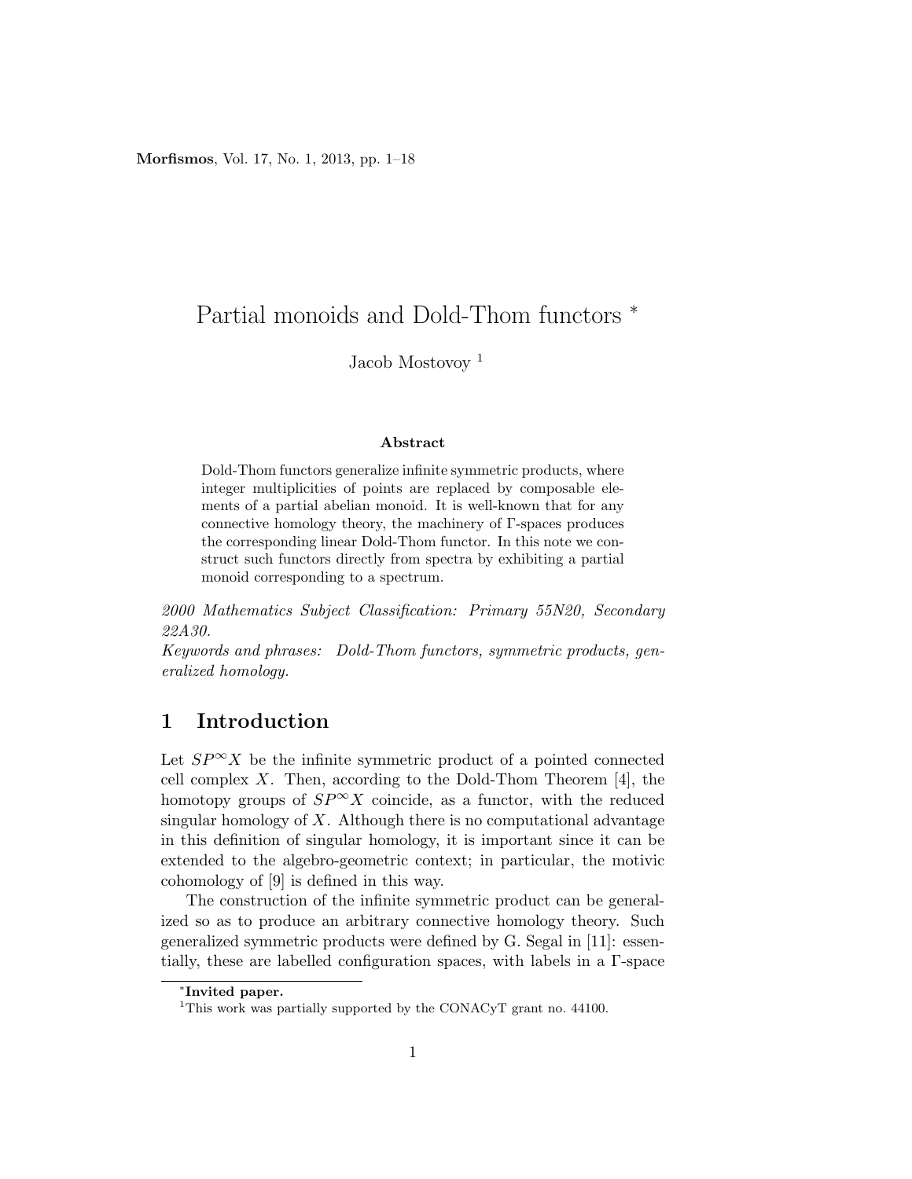# Partial monoids and Dold-Thom functors *

Jacob Mostovoy [1]

**Abstract**

Dold-Thom functors generalize infinite symmetric products, where integer multiplicities of points are replaced by composable elements of a partial abelian monoid. It is well-known that for any connective homology theory, the machinery of Γ-spaces produces the corresponding linear Dold-Thom functor. In this note we construct such functors directly from spectra by exhibiting a partial monoid corresponding to a spectrum.

*2000 Mathematics Subject Classification: Primary 55N20, Secondary 22A30.*

*Keywords and phrases: Dold-Thom functors, symmetric products, generalized homology.*

## 1 Introduction

Let $SP^{\infty}X$ be the infinite symmetric product of a pointed connected cell complex $X$. Then, according to the Dold-Thom Theorem [4], the homotopy groups of $SP^{\infty}X$ coincide, as a functor, with the reduced singular homology of $X$. Although there is no computational advantage in this definition of singular homology, it is important since it can be extended to the algebro-geometric context; in particular, the motivic cohomology of [9] is defined in this way.

The construction of the infinite symmetric product can be generalized so as to produce an arbitrary connective homology theory. Such generalized symmetric products were defined by G. Segal in [11]: essentially, these are labelled configuration spaces, with labels in a Γ-space

---

*Invited paper.

[1] This work was partially supported by the CONACyT grant no. 44100.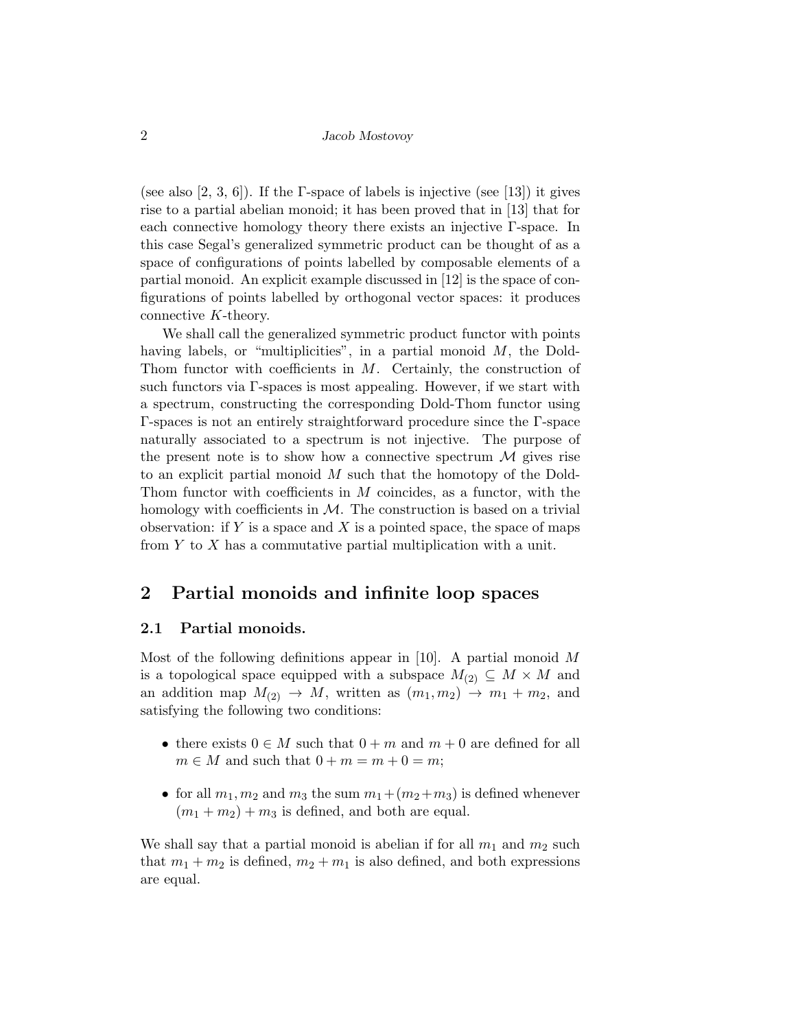(see also [2, 3, 6]). If the Γ-space of labels is injective (see [13]) it gives rise to a partial abelian monoid; it has been proved that in [13] that for each connective homology theory there exists an injective Γ-space. In this case Segal's generalized symmetric product can be thought of as a space of configurations of points labelled by composable elements of a partial monoid. An explicit example discussed in [12] is the space of configurations of points labelled by orthogonal vector spaces: it produces connective $K$-theory.

We shall call the generalized symmetric product functor with points having labels, or "multiplicities", in a partial monoid $M$, the Dold-Thom functor with coefficients in $M$. Certainly, the construction of such functors via Γ-spaces is most appealing. However, if we start with a spectrum, constructing the corresponding Dold-Thom functor using Γ-spaces is not an entirely straightforward procedure since the Γ-space naturally associated to a spectrum is not injective. The purpose of the present note is to show how a connective spectrum $\mathcal{M}$ gives rise to an explicit partial monoid $M$ such that the homotopy of the Dold-Thom functor with coefficients in $M$ coincides, as a functor, with the homology with coefficients in $\mathcal{M}$. The construction is based on a trivial observation: if $Y$ is a space and $X$ is a pointed space, the space of maps from $Y$ to $X$ has a commutative partial multiplication with a unit.

## 2 Partial monoids and infinite loop spaces

### 2.1 Partial monoids.

Most of the following definitions appear in [10]. A partial monoid $M$ is a topological space equipped with a subspace $M_{(2)} \subseteq M \times M$ and an addition map $M_{(2)} \to M$, written as $(m_1, m_2) \to m_1 + m_2$, and satisfying the following two conditions:

- there exists $0 \in M$ such that $0 + m$ and $m + 0$ are defined for all $m \in M$ and such that $0 + m = m + 0 = m$;
- for all $m_1, m_2$ and $m_3$ the sum $m_1 + (m_2 + m_3)$ is defined whenever $(m_1 + m_2) + m_3$ is defined, and both are equal.

We shall say that a partial monoid is abelian if for all $m_1$ and $m_2$ such that $m_1 + m_2$ is defined, $m_2 + m_1$ is also defined, and both expressions are equal.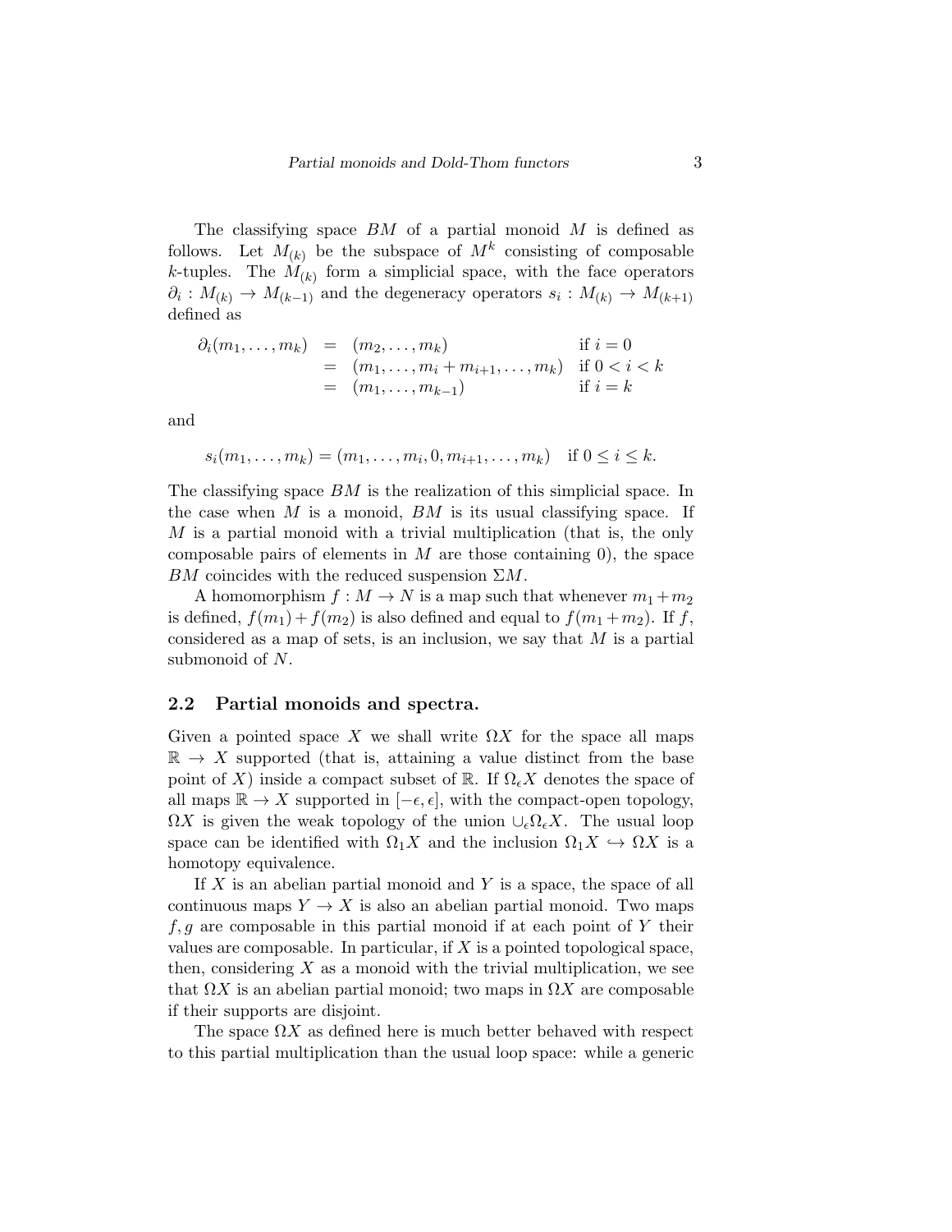The classifying space $BM$ of a partial monoid $M$ is defined as follows. Let $M_{(k)}$ be the subspace of $M^k$ consisting of composable $k$-tuples. The $M_{(k)}$ form a simplicial space, with the face operators $\partial_i : M_{(k)} \to M_{(k-1)}$ and the degeneracy operators $s_i : M_{(k)} \to M_{(k+1)}$ defined as

$$
\begin{aligned}
\partial_i(m_1, \ldots, m_k) &= (m_2, \ldots, m_k) && \text{if } i = 0 \\
&= (m_1, \ldots, m_i + m_{i+1}, \ldots, m_k) && \text{if } 0 < i < k \\
&= (m_1, \ldots, m_{k-1}) && \text{if } i = k
\end{aligned}
$$

and

$$
s_i(m_1, \ldots, m_k) = (m_1, \ldots, m_i, 0, m_{i+1}, \ldots, m_k) \quad \text{if } 0 \leq i \leq k.
$$

The classifying space $BM$ is the realization of this simplicial space. In the case when $M$ is a monoid, $BM$ is its usual classifying space. If $M$ is a partial monoid with a trivial multiplication (that is, the only composable pairs of elements in $M$ are those containing 0), the space $BM$ coincides with the reduced suspension $\Sigma M$.

A homomorphism $f : M \to N$ is a map such that whenever $m_1 + m_2$ is defined, $f(m_1) + f(m_2)$ is also defined and equal to $f(m_1 + m_2)$. If $f$, considered as a map of sets, is an inclusion, we say that $M$ is a partial submonoid of $N$.

### 2.2 Partial monoids and spectra.

Given a pointed space $X$ we shall write $\Omega X$ for the space all maps $\mathbb{R} \to X$ supported (that is, attaining a value distinct from the base point of $X$) inside a compact subset of $\mathbb{R}$. If $\Omega_\epsilon X$ denotes the space of all maps $\mathbb{R} \to X$ supported in $[-\epsilon, \epsilon]$, with the compact-open topology, $\Omega X$ is given the weak topology of the union $\cup_\epsilon \Omega_\epsilon X$. The usual loop space can be identified with $\Omega_1 X$ and the inclusion $\Omega_1 X \hookrightarrow \Omega X$ is a homotopy equivalence.

If $X$ is an abelian partial monoid and $Y$ is a space, the space of all continuous maps $Y \to X$ is also an abelian partial monoid. Two maps $f, g$ are composable in this partial monoid if at each point of $Y$ their values are composable. In particular, if $X$ is a pointed topological space, then, considering $X$ as a monoid with the trivial multiplication, we see that $\Omega X$ is an abelian partial monoid; two maps in $\Omega X$ are composable if their supports are disjoint.

The space $\Omega X$ as defined here is much better behaved with respect to this partial multiplication than the usual loop space: while a generic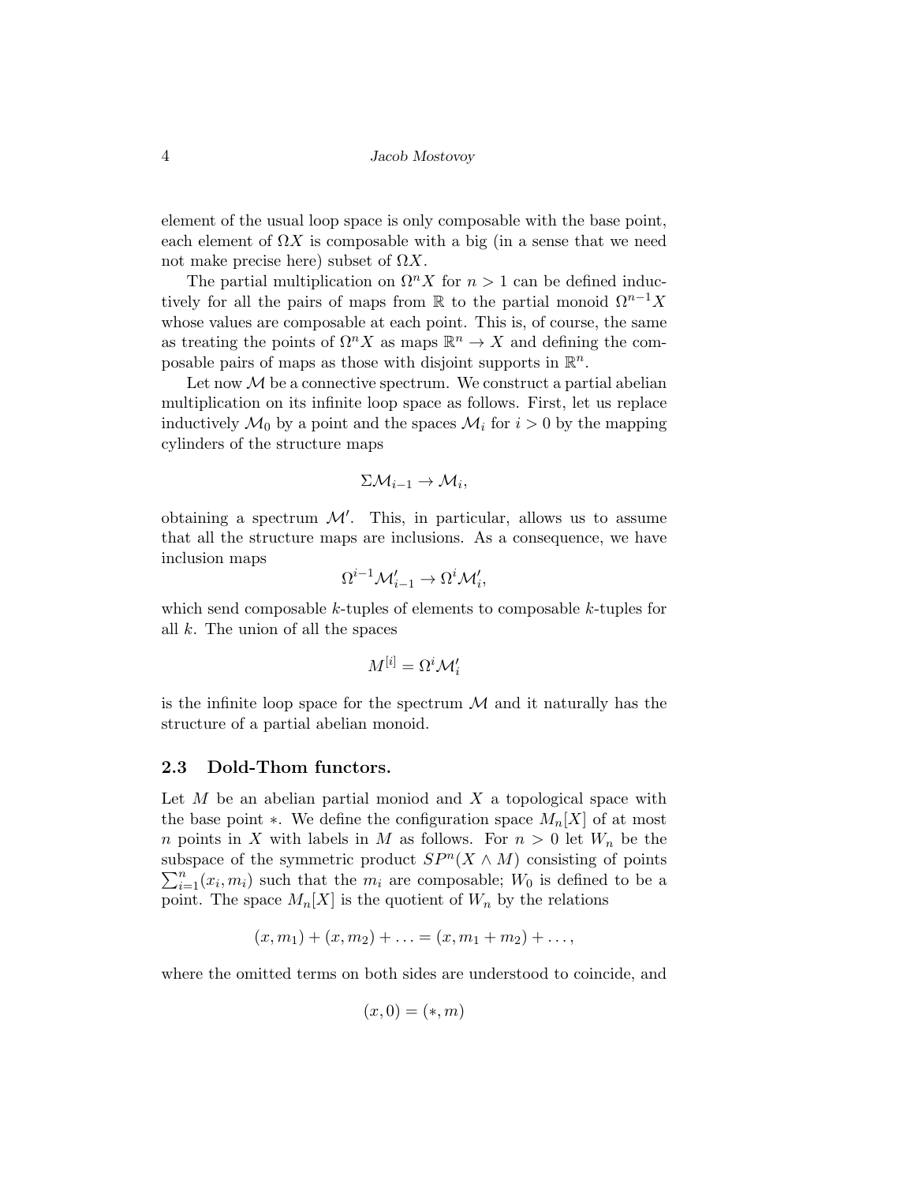element of the usual loop space is only composable with the base point, each element of $\Omega X$ is composable with a big (in a sense that we need not make precise here) subset of $\Omega X$.

The partial multiplication on $\Omega^n X$ for $n > 1$ can be defined inductively for all the pairs of maps from $\mathbb{R}$ to the partial monoid $\Omega^{n-1}X$ whose values are composable at each point. This is, of course, the same as treating the points of $\Omega^n X$ as maps $\mathbb{R}^n \to X$ and defining the composable pairs of maps as those with disjoint supports in $\mathbb{R}^n$.

Let now $\mathcal{M}$ be a connective spectrum. We construct a partial abelian multiplication on its infinite loop space as follows. First, let us replace inductively $\mathcal{M}_0$ by a point and the spaces $\mathcal{M}_i$ for $i > 0$ by the mapping cylinders of the structure maps

$$\Sigma \mathcal{M}_{i-1} \to \mathcal{M}_i,$$

obtaining a spectrum $\mathcal{M}'$. This, in particular, allows us to assume that all the structure maps are inclusions. As a consequence, we have inclusion maps

$$\Omega^{i-1}\mathcal{M}'_{i-1} \to \Omega^i \mathcal{M}'_i,$$

which send composable $k$-tuples of elements to composable $k$-tuples for all $k$. The union of all the spaces

$$M^{[i]} = \Omega^i \mathcal{M}'_i$$

is the infinite loop space for the spectrum $\mathcal{M}$ and it naturally has the structure of a partial abelian monoid.

### 2.3 Dold-Thom functors.

Let $M$ be an abelian partial moniod and $X$ a topological space with the base point $*$. We define the configuration space $M_n[X]$ of at most $n$ points in $X$ with labels in $M$ as follows. For $n > 0$ let $W_n$ be the subspace of the symmetric product $SP^n(X \wedge M)$ consisting of points $\sum_{i=1}^n (x_i, m_i)$ such that the $m_i$ are composable; $W_0$ is defined to be a point. The space $M_n[X]$ is the quotient of $W_n$ by the relations

$$(x, m_1) + (x, m_2) + \ldots = (x, m_1 + m_2) + \ldots,$$

where the omitted terms on both sides are understood to coincide, and

$$(x, 0) = (*, m)$$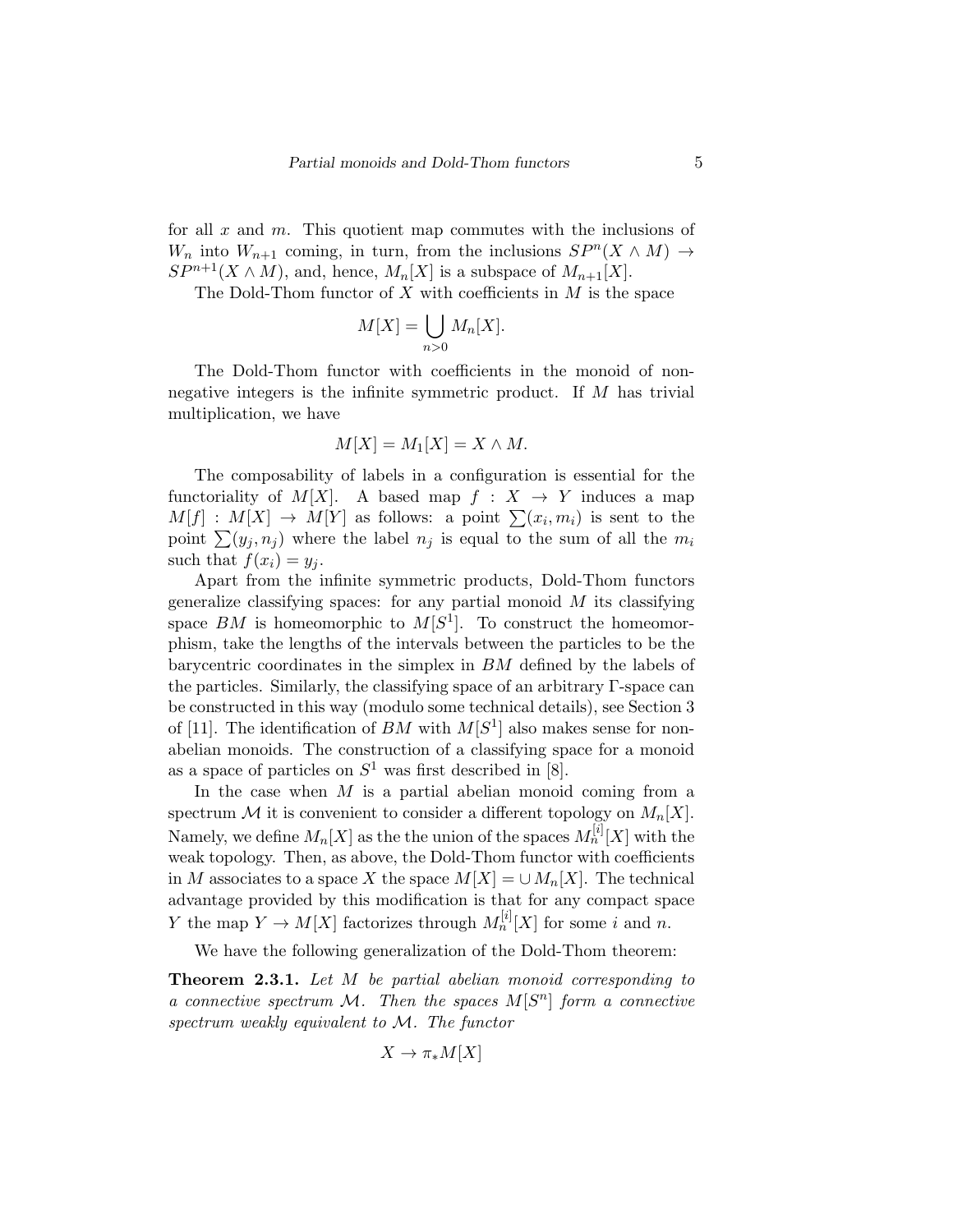for all $x$ and $m$. This quotient map commutes with the inclusions of $W_n$ into $W_{n+1}$ coming, in turn, from the inclusions $SP^n(X \wedge M) \to SP^{n+1}(X \wedge M)$, and, hence, $M_n[X]$ is a subspace of $M_{n+1}[X]$.

The Dold-Thom functor of $X$ with coefficients in $M$ is the space

$$M[X] = \bigcup_{n>0} M_n[X].$$

The Dold-Thom functor with coefficients in the monoid of non-negative integers is the infinite symmetric product. If $M$ has trivial multiplication, we have

$$M[X] = M_1[X] = X \wedge M.$$

The composability of labels in a configuration is essential for the functoriality of $M[X]$. A based map $f : X \to Y$ induces a map $M[f] : M[X] \to M[Y]$ as follows: a point $\sum(x_i, m_i)$ is sent to the point $\sum(y_j, n_j)$ where the label $n_j$ is equal to the sum of all the $m_i$ such that $f(x_i) = y_j$.

Apart from the infinite symmetric products, Dold-Thom functors generalize classifying spaces: for any partial monoid $M$ its classifying space $BM$ is homeomorphic to $M[S^1]$. To construct the homeomorphism, take the lengths of the intervals between the particles to be the barycentric coordinates in the simplex in $BM$ defined by the labels of the particles. Similarly, the classifying space of an arbitrary $\Gamma$-space can be constructed in this way (modulo some technical details), see Section 3 of [11]. The identification of $BM$ with $M[S^1]$ also makes sense for non-abelian monoids. The construction of a classifying space for a monoid as a space of particles on $S^1$ was first described in [8].

In the case when $M$ is a partial abelian monoid coming from a spectrum $\mathcal{M}$ it is convenient to consider a different topology on $M_n[X]$. Namely, we define $M_n[X]$ as the the union of the spaces $M_n^{[i]}[X]$ with the weak topology. Then, as above, the Dold-Thom functor with coefficients in $M$ associates to a space $X$ the space $M[X] = \cup M_n[X]$. The technical advantage provided by this modification is that for any compact space $Y$ the map $Y \to M[X]$ factorizes through $M_n^{[i]}[X]$ for some $i$ and $n$.

We have the following generalization of the Dold-Thom theorem:

**Theorem 2.3.1.** *Let $M$ be partial abelian monoid corresponding to a connective spectrum $\mathcal{M}$. Then the spaces $M[S^n]$ form a connective spectrum weakly equivalent to $\mathcal{M}$. The functor*

$$X \to \pi_* M[X]$$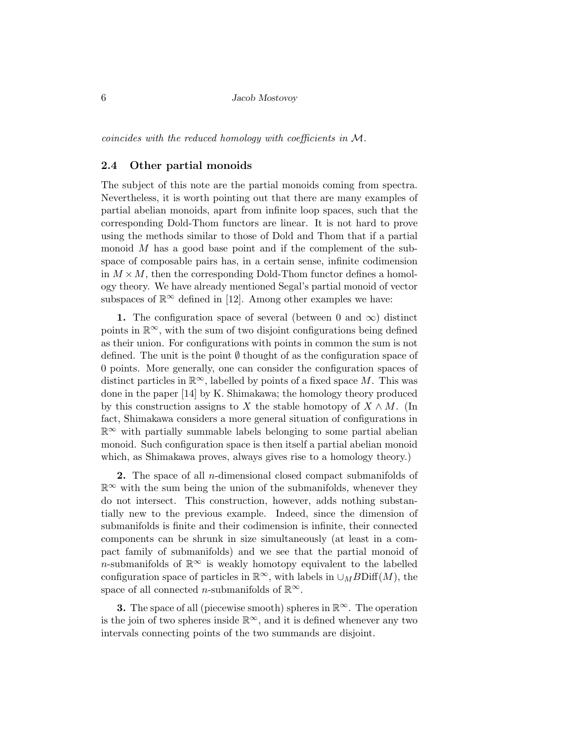*coincides with the reduced homology with coefficients in $\mathcal{M}$.*

### 2.4 Other partial monoids

The subject of this note are the partial monoids coming from spectra. Nevertheless, it is worth pointing out that there are many examples of partial abelian monoids, apart from infinite loop spaces, such that the corresponding Dold-Thom functors are linear. It is not hard to prove using the methods similar to those of Dold and Thom that if a partial monoid $M$ has a good base point and if the complement of the subspace of composable pairs has, in a certain sense, infinite codimension in $M \times M$, then the corresponding Dold-Thom functor defines a homology theory. We have already mentioned Segal's partial monoid of vector subspaces of $\mathbb{R}^\infty$ defined in [12]. Among other examples we have:

**1.** The configuration space of several (between 0 and $\infty$) distinct points in $\mathbb{R}^\infty$, with the sum of two disjoint configurations being defined as their union. For configurations with points in common the sum is not defined. The unit is the point $\emptyset$ thought of as the configuration space of 0 points. More generally, one can consider the configuration spaces of distinct particles in $\mathbb{R}^\infty$, labelled by points of a fixed space $M$. This was done in the paper [14] by K. Shimakawa; the homology theory produced by this construction assigns to $X$ the stable homotopy of $X \wedge M$. (In fact, Shimakawa considers a more general situation of configurations in $\mathbb{R}^\infty$ with partially summable labels belonging to some partial abelian monoid. Such configuration space is then itself a partial abelian monoid which, as Shimakawa proves, always gives rise to a homology theory.)

**2.** The space of all $n$-dimensional closed compact submanifolds of $\mathbb{R}^\infty$ with the sum being the union of the submanifolds, whenever they do not intersect. This construction, however, adds nothing substantially new to the previous example. Indeed, since the dimension of submanifolds is finite and their codimension is infinite, their connected components can be shrunk in size simultaneously (at least in a compact family of submanifolds) and we see that the partial monoid of $n$-submanifolds of $\mathbb{R}^\infty$ is weakly homotopy equivalent to the labelled configuration space of particles in $\mathbb{R}^\infty$, with labels in $\cup_M B\mathrm{Diff}(M)$, the space of all connected $n$-submanifolds of $\mathbb{R}^\infty$.

**3.** The space of all (piecewise smooth) spheres in $\mathbb{R}^\infty$. The operation is the join of two spheres inside $\mathbb{R}^\infty$, and it is defined whenever any two intervals connecting points of the two summands are disjoint.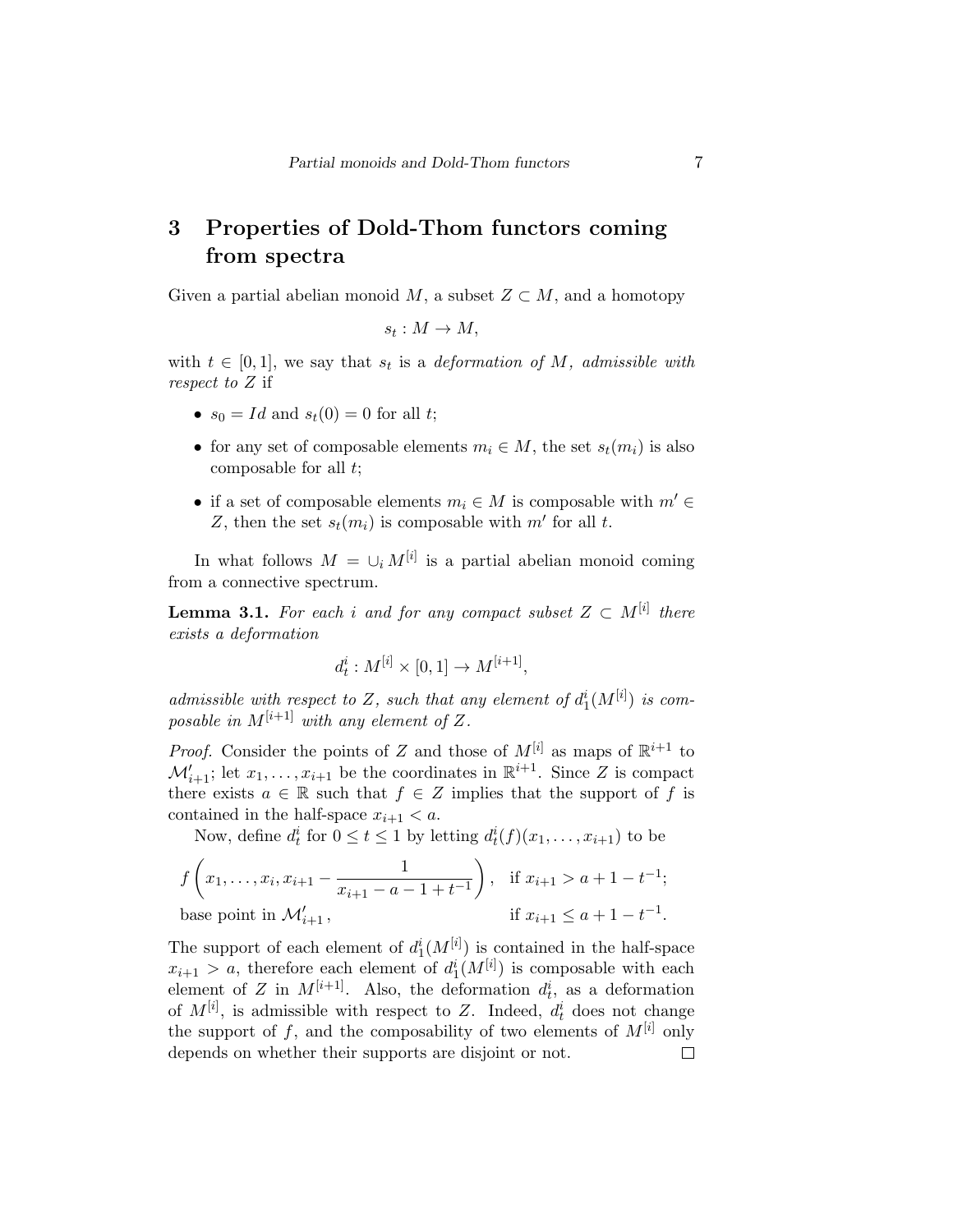## 3 Properties of Dold-Thom functors coming from spectra

Given a partial abelian monoid $M$, a subset $Z \subset M$, and a homotopy

$$s_t : M \to M,$$

with $t \in [0,1]$, we say that $s_t$ is a *deformation of $M$, admissible with respect to $Z$* if

- $s_0 = Id$ and $s_t(0) = 0$ for all $t$;
- for any set of composable elements $m_i \in M$, the set $s_t(m_i)$ is also composable for all $t$;
- if a set of composable elements $m_i \in M$ is composable with $m' \in Z$, then the set $s_t(m_i)$ is composable with $m'$ for all $t$.

In what follows $M = \cup_i M^{[i]}$ is a partial abelian monoid coming from a connective spectrum.

**Lemma 3.1.** *For each $i$ and for any compact subset $Z \subset M^{[i]}$ there exists a deformation*

$$d_t^i : M^{[i]} \times [0,1] \to M^{[i+1]},$$

*admissible with respect to $Z$, such that any element of $d_1^i(M^{[i]})$ is composable in $M^{[i+1]}$ with any element of $Z$.*

*Proof.* Consider the points of $Z$ and those of $M^{[i]}$ as maps of $\mathbb{R}^{i+1}$ to $\mathcal{M}'_{i+1}$; let $x_1, \ldots, x_{i+1}$ be the coordinates in $\mathbb{R}^{i+1}$. Since $Z$ is compact there exists $a \in \mathbb{R}$ such that $f \in Z$ implies that the support of $f$ is contained in the half-space $x_{i+1} < a$.

Now, define $d_t^i$ for $0 \leq t \leq 1$ by letting $d_t^i(f)(x_1, \ldots, x_{i+1})$ to be

$$\begin{cases} f\left(x_1, \ldots, x_i, x_{i+1} - \dfrac{1}{x_{i+1} - a - 1 + t^{-1}}\right), & \text{if } x_{i+1} > a + 1 - t^{-1}; \\ \text{base point in } \mathcal{M}'_{i+1}, & \text{if } x_{i+1} \leq a + 1 - t^{-1}. \end{cases}$$

The support of each element of $d_1^i(M^{[i]})$ is contained in the half-space $x_{i+1} > a$, therefore each element of $d_1^i(M^{[i]})$ is composable with each element of $Z$ in $M^{[i+1]}$. Also, the deformation $d_t^i$, as a deformation of $M^{[i]}$, is admissible with respect to $Z$. Indeed, $d_t^i$ does not change the support of $f$, and the composability of two elements of $M^{[i]}$ only depends on whether their supports are disjoint or not. □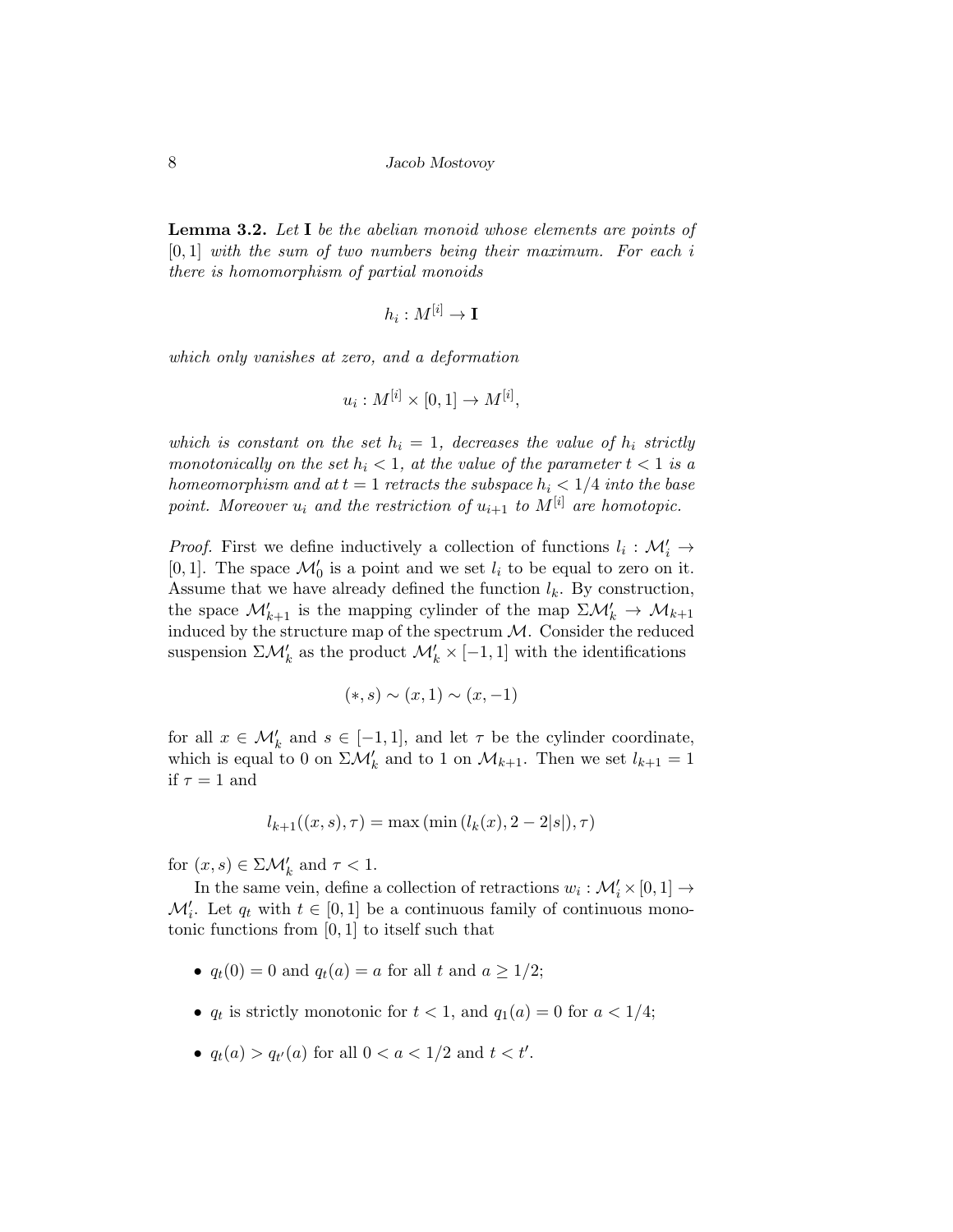**Lemma 3.2.** *Let $\mathbf{I}$ be the abelian monoid whose elements are points of $[0,1]$ with the sum of two numbers being their maximum. For each $i$ there is homomorphism of partial monoids*

$$h_i : M^{[i]} \to \mathbf{I}$$

*which only vanishes at zero, and a deformation*

$$u_i : M^{[i]} \times [0,1] \to M^{[i]},$$

*which is constant on the set $h_i = 1$, decreases the value of $h_i$ strictly monotonically on the set $h_i < 1$, at the value of the parameter $t < 1$ is a homeomorphism and at $t = 1$ retracts the subspace $h_i < 1/4$ into the base point. Moreover $u_i$ and the restriction of $u_{i+1}$ to $M^{[i]}$ are homotopic.*

*Proof.* First we define inductively a collection of functions $l_i : \mathcal{M}'_i \to [0,1]$. The space $\mathcal{M}'_0$ is a point and we set $l_i$ to be equal to zero on it. Assume that we have already defined the function $l_k$. By construction, the space $\mathcal{M}'_{k+1}$ is the mapping cylinder of the map $\Sigma\mathcal{M}'_k \to \mathcal{M}_{k+1}$ induced by the structure map of the spectrum $\mathcal{M}$. Consider the reduced suspension $\Sigma\mathcal{M}'_k$ as the product $\mathcal{M}'_k \times [-1,1]$ with the identifications

$$(*, s) \sim (x, 1) \sim (x, -1)$$

for all $x \in \mathcal{M}'_k$ and $s \in [-1,1]$, and let $\tau$ be the cylinder coordinate, which is equal to 0 on $\Sigma\mathcal{M}'_k$ and to 1 on $\mathcal{M}_{k+1}$. Then we set $l_{k+1} = 1$ if $\tau = 1$ and

$$l_{k+1}((x,s),\tau) = \max\left(\min\left(l_k(x), 2 - 2|s|\right), \tau\right)$$

for $(x,s) \in \Sigma\mathcal{M}'_k$ and $\tau < 1$.

In the same vein, define a collection of retractions $w_i : \mathcal{M}'_i \times [0,1] \to \mathcal{M}'_i$. Let $q_t$ with $t \in [0,1]$ be a continuous family of continuous monotonic functions from $[0,1]$ to itself such that

- $q_t(0) = 0$ and $q_t(a) = a$ for all $t$ and $a \geq 1/2$;
- $q_t$ is strictly monotonic for $t < 1$, and $q_1(a) = 0$ for $a < 1/4$;
- $q_t(a) > q_{t'}(a)$ for all $0 < a < 1/2$ and $t < t'$.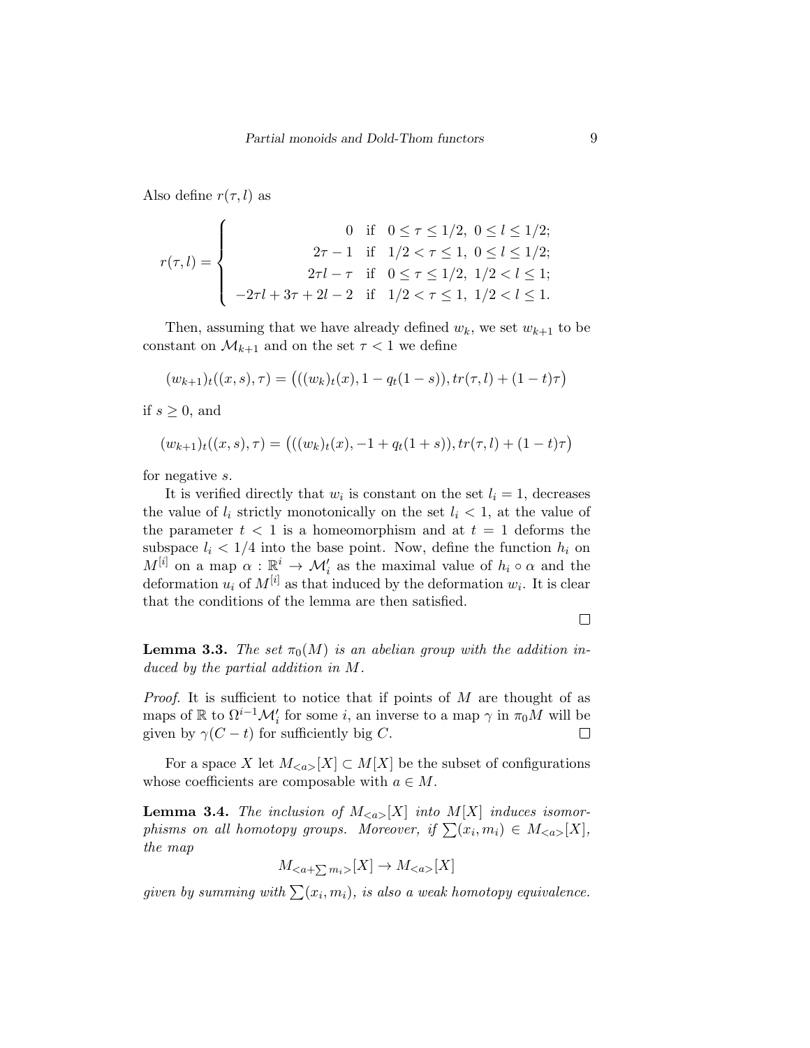Also define $r(\tau, l)$ as

$$
r(\tau, l) = \begin{cases} 0 & \text{if} \quad 0 \le \tau \le 1/2, \ 0 \le l \le 1/2; \\ 2\tau - 1 & \text{if} \quad 1/2 < \tau \le 1, \ 0 \le l \le 1/2; \\ 2\tau l - \tau & \text{if} \quad 0 \le \tau \le 1/2, \ 1/2 < l \le 1; \\ -2\tau l + 3\tau + 2l - 2 & \text{if} \quad 1/2 < \tau \le 1, \ 1/2 < l \le 1. \end{cases}
$$

Then, assuming that we have already defined $w_k$, we set $w_{k+1}$ to be constant on $\mathcal{M}_{k+1}$ and on the set $\tau < 1$ we define

$$
(w_{k+1})_t((x,s),\tau) = \big(((w_k)_t(x), 1 - q_t(1-s)), tr(\tau, l) + (1-t)\tau\big)
$$

if $s \ge 0$, and

$$
(w_{k+1})_t((x,s),\tau) = \big(((w_k)_t(x), -1 + q_t(1+s)), tr(\tau, l) + (1-t)\tau\big)
$$

for negative $s$.

It is verified directly that $w_i$ is constant on the set $l_i = 1$, decreases the value of $l_i$ strictly monotonically on the set $l_i < 1$, at the value of the parameter $t < 1$ is a homeomorphism and at $t = 1$ deforms the subspace $l_i < 1/4$ into the base point. Now, define the function $h_i$ on $M^{[i]}$ on a map $\alpha : \mathbb{R}^i \to \mathcal{M}'_i$ as the maximal value of $h_i \circ \alpha$ and the deformation $u_i$ of $M^{[i]}$ as that induced by the deformation $w_i$. It is clear that the conditions of the lemma are then satisfied. □

**Lemma 3.3.** *The set $\pi_0(M)$ is an abelian group with the addition induced by the partial addition in $M$.*

*Proof.* It is sufficient to notice that if points of $M$ are thought of as maps of $\mathbb{R}$ to $\Omega^{i-1}\mathcal{M}'_i$ for some $i$, an inverse to a map $\gamma$ in $\pi_0 M$ will be given by $\gamma(C - t)$ for sufficiently big $C$. □

For a space $X$ let $M_{<a>}[X] \subset M[X]$ be the subset of configurations whose coefficients are composable with $a \in M$.

**Lemma 3.4.** *The inclusion of $M_{<a>}[X]$ into $M[X]$ induces isomorphisms on all homotopy groups. Moreover, if $\sum(x_i, m_i) \in M_{<a>}[X]$, the map*

$$
M_{<a+\sum m_i>}[X] \to M_{<a>}[X]
$$

*given by summing with $\sum(x_i, m_i)$, is also a weak homotopy equivalence.*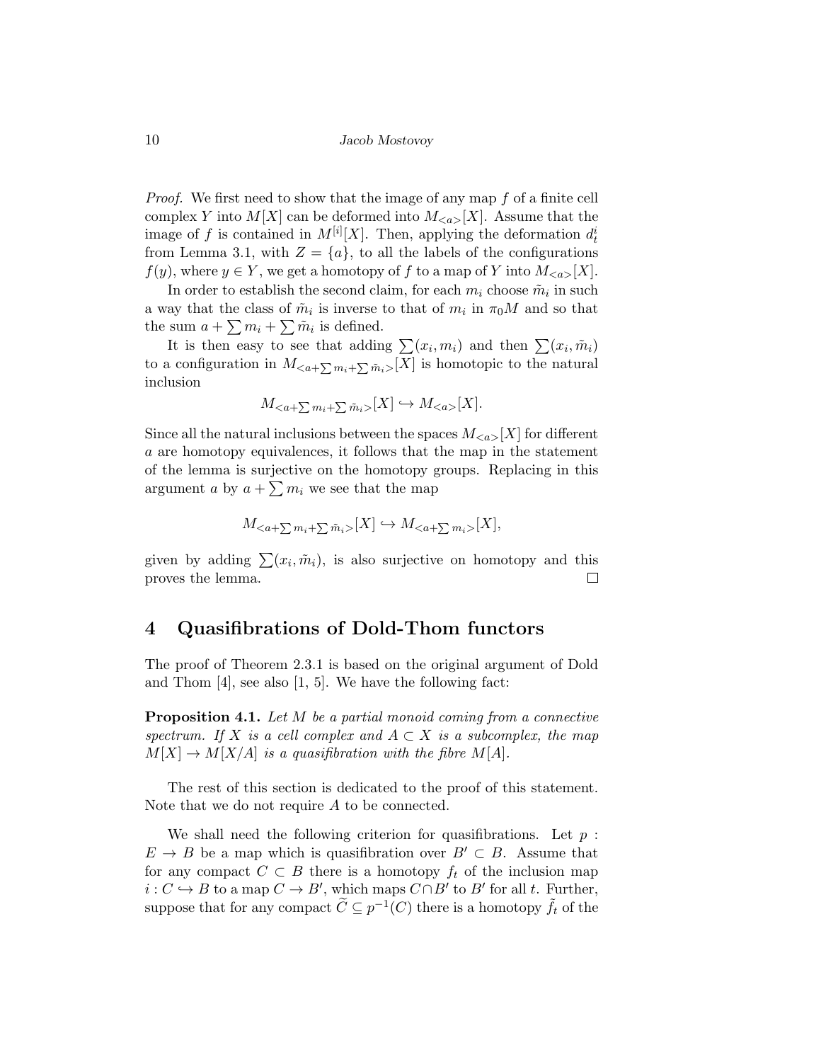*Proof.* We first need to show that the image of any map $f$ of a finite cell complex $Y$ into $M[X]$ can be deformed into $M_{<a>}[X]$. Assume that the image of $f$ is contained in $M^{[i]}[X]$. Then, applying the deformation $d_t^i$ from Lemma 3.1, with $Z = \{a\}$, to all the labels of the configurations $f(y)$, where $y \in Y$, we get a homotopy of $f$ to a map of $Y$ into $M_{<a>}[X]$.

In order to establish the second claim, for each $m_i$ choose $\tilde{m}_i$ in such a way that the class of $\tilde{m}_i$ is inverse to that of $m_i$ in $\pi_0 M$ and so that the sum $a + \sum m_i + \sum \tilde{m}_i$ is defined.

It is then easy to see that adding $\sum(x_i, m_i)$ and then $\sum(x_i, \tilde{m}_i)$ to a configuration in $M_{<a+\sum m_i + \sum \tilde{m}_i>}[X]$ is homotopic to the natural inclusion

$$M_{<a+\sum m_i + \sum \tilde{m}_i>}[X] \hookrightarrow M_{<a>}[X].$$

Since all the natural inclusions between the spaces $M_{<a>}[X]$ for different $a$ are homotopy equivalences, it follows that the map in the statement of the lemma is surjective on the homotopy groups. Replacing in this argument $a$ by $a + \sum m_i$ we see that the map

$$M_{<a+\sum m_i + \sum \tilde{m}_i>}[X] \hookrightarrow M_{<a+\sum m_i>}[X],$$

given by adding $\sum(x_i, \tilde{m}_i)$, is also surjective on homotopy and this proves the lemma. □

## 4 Quasifibrations of Dold-Thom functors

The proof of Theorem 2.3.1 is based on the original argument of Dold and Thom [4], see also [1, 5]. We have the following fact:

**Proposition 4.1.** *Let $M$ be a partial monoid coming from a connective spectrum. If $X$ is a cell complex and $A \subset X$ is a subcomplex, the map $M[X] \to M[X/A]$ is a quasifibration with the fibre $M[A]$.*

The rest of this section is dedicated to the proof of this statement. Note that we do not require $A$ to be connected.

We shall need the following criterion for quasifibrations. Let $p : E \to B$ be a map which is quasifibration over $B' \subset B$. Assume that for any compact $C \subset B$ there is a homotopy $f_t$ of the inclusion map $i : C \hookrightarrow B$ to a map $C \to B'$, which maps $C \cap B'$ to $B'$ for all $t$. Further, suppose that for any compact $\widetilde{C} \subseteq p^{-1}(C)$ there is a homotopy $\tilde{f}_t$ of the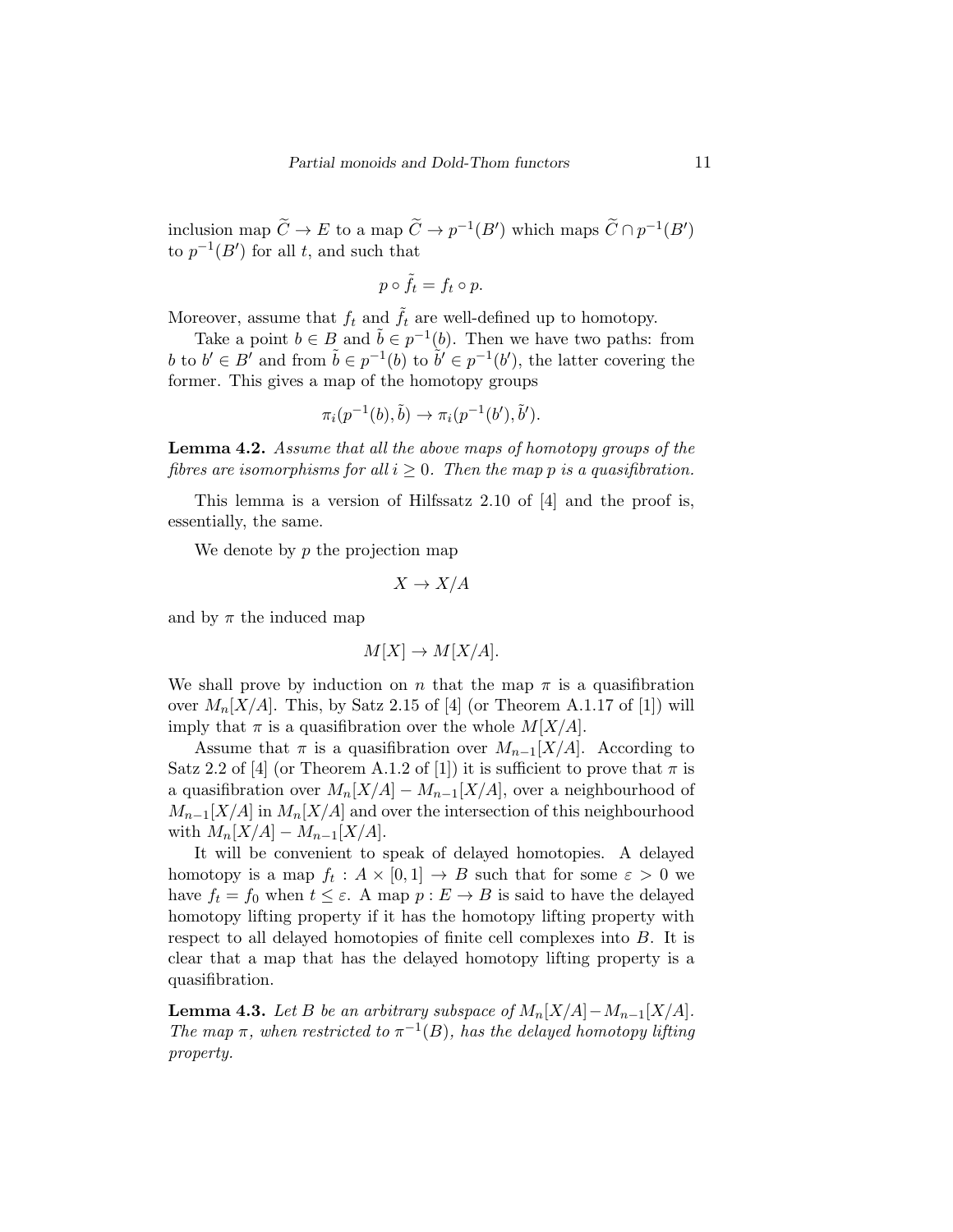inclusion map $\widetilde{C} \to E$ to a map $\widetilde{C} \to p^{-1}(B')$ which maps $\widetilde{C} \cap p^{-1}(B')$ to $p^{-1}(B')$ for all $t$, and such that

$$p \circ \tilde{f}_t = f_t \circ p.$$

Moreover, assume that $f_t$ and $\tilde{f}_t$ are well-defined up to homotopy.

Take a point $b \in B$ and $\tilde{b} \in p^{-1}(b)$. Then we have two paths: from $b$ to $b' \in B'$ and from $\tilde{b} \in p^{-1}(b)$ to $\tilde{b}' \in p^{-1}(b')$, the latter covering the former. This gives a map of the homotopy groups

$$\pi_i(p^{-1}(b), \tilde{b}) \to \pi_i(p^{-1}(b'), \tilde{b}').$$

**Lemma 4.2.** *Assume that all the above maps of homotopy groups of the fibres are isomorphisms for all $i \geq 0$. Then the map $p$ is a quasifibration.*

This lemma is a version of Hilfssatz 2.10 of [4] and the proof is, essentially, the same.

We denote by $p$ the projection map

$$X \to X/A$$

and by $\pi$ the induced map

$$M[X] \to M[X/A].$$

We shall prove by induction on $n$ that the map $\pi$ is a quasifibration over $M_n[X/A]$. This, by Satz 2.15 of [4] (or Theorem A.1.17 of [1]) will imply that $\pi$ is a quasifibration over the whole $M[X/A]$.

Assume that $\pi$ is a quasifibration over $M_{n-1}[X/A]$. According to Satz 2.2 of [4] (or Theorem A.1.2 of [1]) it is sufficient to prove that $\pi$ is a quasifibration over $M_n[X/A] - M_{n-1}[X/A]$, over a neighbourhood of $M_{n-1}[X/A]$ in $M_n[X/A]$ and over the intersection of this neighbourhood with $M_n[X/A] - M_{n-1}[X/A]$.

It will be convenient to speak of delayed homotopies. A delayed homotopy is a map $f_t : A \times [0,1] \to B$ such that for some $\varepsilon > 0$ we have $f_t = f_0$ when $t \leq \varepsilon$. A map $p : E \to B$ is said to have the delayed homotopy lifting property if it has the homotopy lifting property with respect to all delayed homotopies of finite cell complexes into $B$. It is clear that a map that has the delayed homotopy lifting property is a quasifibration.

**Lemma 4.3.** *Let $B$ be an arbitrary subspace of $M_n[X/A] - M_{n-1}[X/A]$. The map $\pi$, when restricted to $\pi^{-1}(B)$, has the delayed homotopy lifting property.*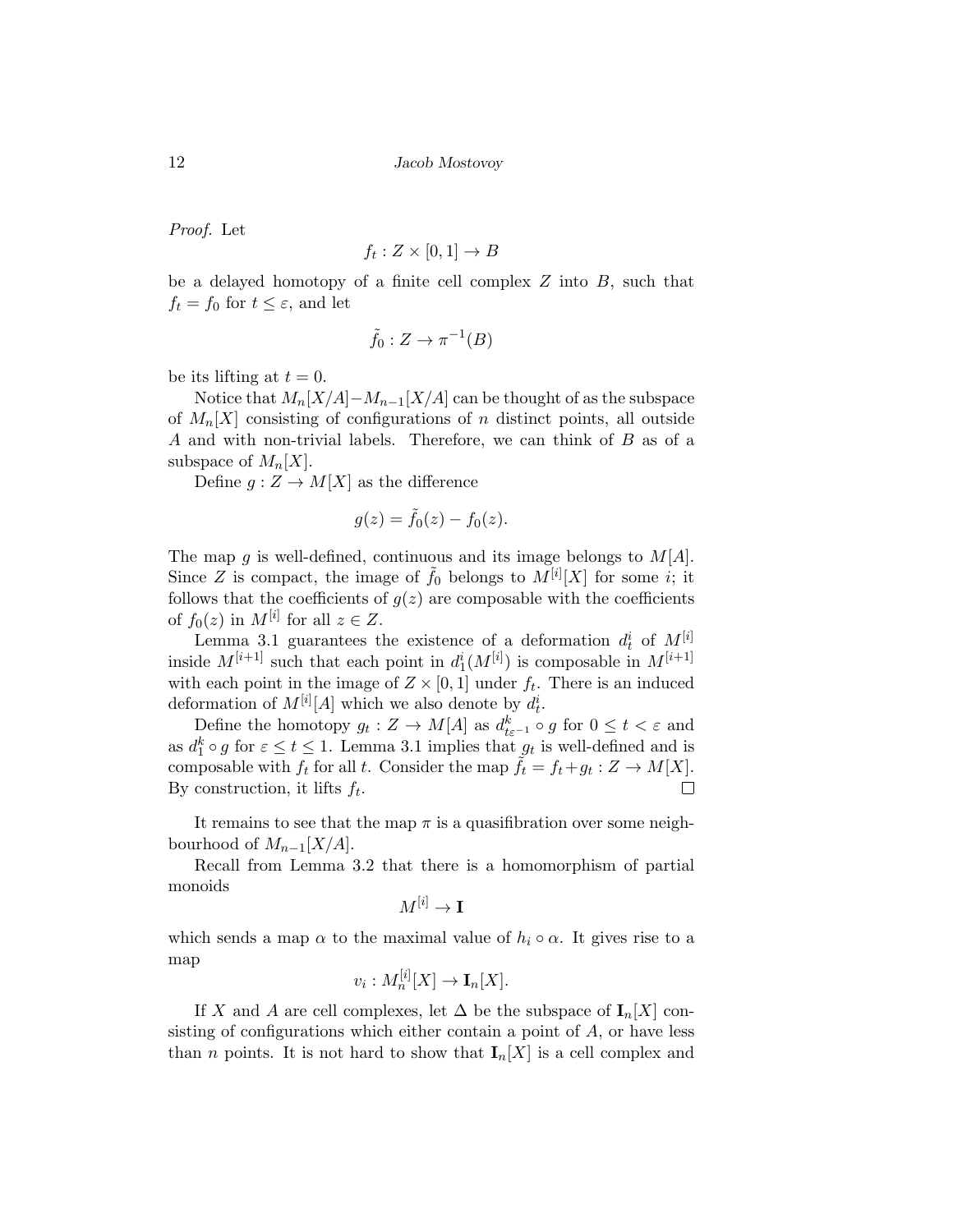*Proof.* Let

$$f_t : Z \times [0,1] \to B$$

be a delayed homotopy of a finite cell complex $Z$ into $B$, such that $f_t = f_0$ for $t \leq \varepsilon$, and let

$$\tilde{f}_0 : Z \to \pi^{-1}(B)$$

be its lifting at $t = 0$.

Notice that $M_n[X/A] - M_{n-1}[X/A]$ can be thought of as the subspace of $M_n[X]$ consisting of configurations of $n$ distinct points, all outside $A$ and with non-trivial labels. Therefore, we can think of $B$ as of a subspace of $M_n[X]$.

Define $g : Z \to M[X]$ as the difference

$$g(z) = \tilde{f}_0(z) - f_0(z).$$

The map $g$ is well-defined, continuous and its image belongs to $M[A]$. Since $Z$ is compact, the image of $\tilde{f}_0$ belongs to $M^{[i]}[X]$ for some $i$; it follows that the coefficients of $g(z)$ are composable with the coefficients of $f_0(z)$ in $M^{[i]}$ for all $z \in Z$.

Lemma 3.1 guarantees the existence of a deformation $d^i_t$ of $M^{[i]}$ inside $M^{[i+1]}$ such that each point in $d^i_1(M^{[i]})$ is composable in $M^{[i+1]}$ with each point in the image of $Z \times [0,1]$ under $f_t$. There is an induced deformation of $M^{[i]}[A]$ which we also denote by $d^i_t$.

Define the homotopy $g_t : Z \to M[A]$ as $d^k_{t\varepsilon^{-1}} \circ g$ for $0 \leq t < \varepsilon$ and as $d^k_1 \circ g$ for $\varepsilon \leq t \leq 1$. Lemma 3.1 implies that $g_t$ is well-defined and is composable with $f_t$ for all $t$. Consider the map $\tilde{f}_t = f_t + g_t : Z \to M[X]$. By construction, it lifts $f_t$. $\square$

It remains to see that the map $\pi$ is a quasifibration over some neighbourhood of $M_{n-1}[X/A]$.

Recall from Lemma 3.2 that there is a homomorphism of partial monoids

$$M^{[i]} \to \mathbf{I}$$

which sends a map $\alpha$ to the maximal value of $h_i \circ \alpha$. It gives rise to a map

$$v_i : M^{[i]}_n[X] \to \mathbf{I}_n[X].$$

If $X$ and $A$ are cell complexes, let $\Delta$ be the subspace of $\mathbf{I}_n[X]$ consisting of configurations which either contain a point of $A$, or have less than $n$ points. It is not hard to show that $\mathbf{I}_n[X]$ is a cell complex and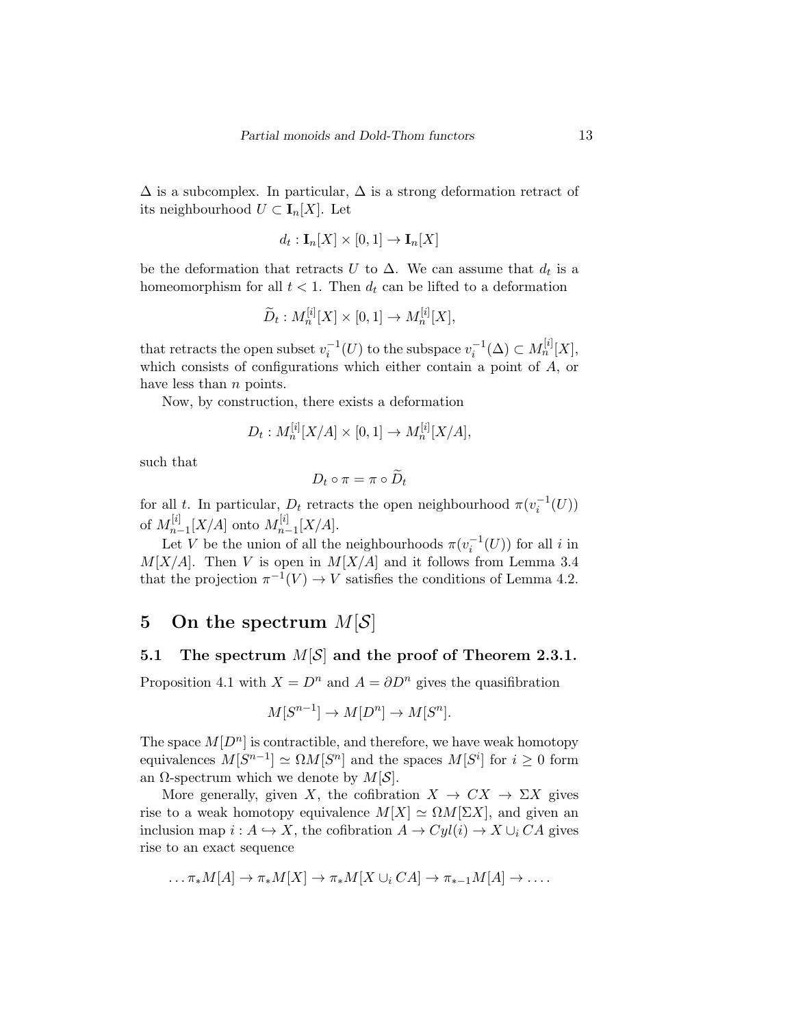$\Delta$ is a subcomplex. In particular, $\Delta$ is a strong deformation retract of its neighbourhood $U \subset \mathbf{I}_n[X]$. Let

$$d_t : \mathbf{I}_n[X] \times [0,1] \to \mathbf{I}_n[X]$$

be the deformation that retracts $U$ to $\Delta$. We can assume that $d_t$ is a homeomorphism for all $t < 1$. Then $d_t$ can be lifted to a deformation

$$\widetilde{D}_t : M_n^{[i]}[X] \times [0,1] \to M_n^{[i]}[X],$$

that retracts the open subset $v_i^{-1}(U)$ to the subspace $v_i^{-1}(\Delta) \subset M_n^{[i]}[X]$, which consists of configurations which either contain a point of $A$, or have less than $n$ points.

Now, by construction, there exists a deformation

$$D_t : M_n^{[i]}[X/A] \times [0,1] \to M_n^{[i]}[X/A],$$

such that

$$D_t \circ \pi = \pi \circ \widetilde{D}_t$$

for all $t$. In particular, $D_t$ retracts the open neighbourhood $\pi(v_i^{-1}(U))$ of $M_{n-1}^{[i]}[X/A]$ onto $M_{n-1}^{[i]}[X/A]$.

Let $V$ be the union of all the neighbourhoods $\pi(v_i^{-1}(U))$ for all $i$ in $M[X/A]$. Then $V$ is open in $M[X/A]$ and it follows from Lemma 3.4 that the projection $\pi^{-1}(V) \to V$ satisfies the conditions of Lemma 4.2.

# 5 On the spectrum $M[\mathcal{S}]$

## 5.1 The spectrum $M[\mathcal{S}]$ and the proof of Theorem 2.3.1.

Proposition 4.1 with $X = D^n$ and $A = \partial D^n$ gives the quasifibration

$$M[S^{n-1}] \to M[D^n] \to M[S^n].$$

The space $M[D^n]$ is contractible, and therefore, we have weak homotopy equivalences $M[S^{n-1}] \simeq \Omega M[S^n]$ and the spaces $M[S^i]$ for $i \geq 0$ form an $\Omega$-spectrum which we denote by $M[\mathcal{S}]$.

More generally, given $X$, the cofibration $X \to CX \to \Sigma X$ gives rise to a weak homotopy equivalence $M[X] \simeq \Omega M[\Sigma X]$, and given an inclusion map $i : A \hookrightarrow X$, the cofibration $A \to Cyl(i) \to X \cup_i CA$ gives rise to an exact sequence

$$\ldots \pi_* M[A] \to \pi_* M[X] \to \pi_* M[X \cup_i CA] \to \pi_{*-1} M[A] \to \ldots.$$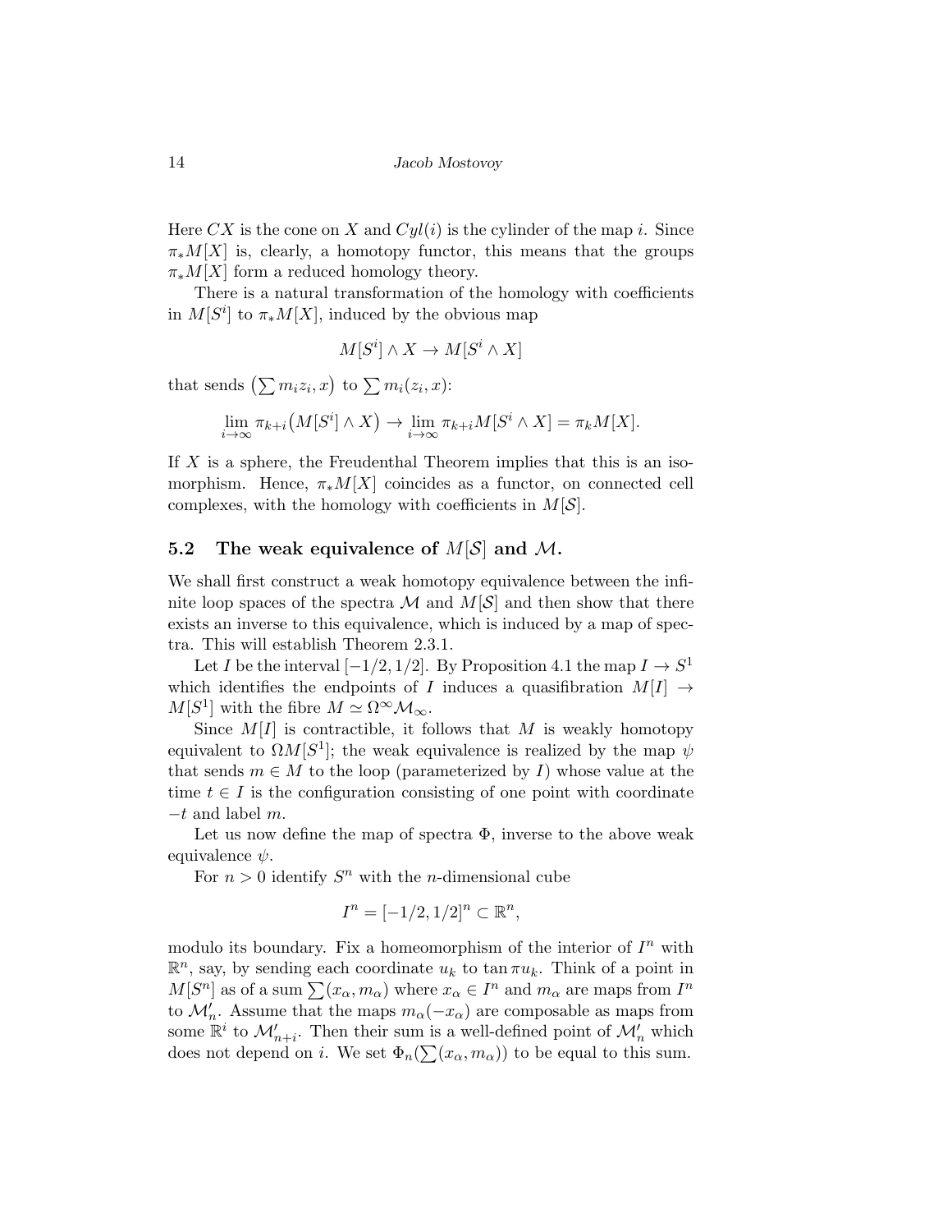Here $CX$ is the cone on $X$ and $Cyl(i)$ is the cylinder of the map $i$. Since $\pi_* M[X]$ is, clearly, a homotopy functor, this means that the groups $\pi_* M[X]$ form a reduced homology theory.

There is a natural transformation of the homology with coefficients in $M[S^i]$ to $\pi_* M[X]$, induced by the obvious map

$$M[S^i] \wedge X \to M[S^i \wedge X]$$

that sends $\left(\sum m_i z_i, x\right)$ to $\sum m_i(z_i, x)$:

$$\lim_{i\to\infty} \pi_{k+i}\big(M[S^i] \wedge X\big) \to \lim_{i\to\infty} \pi_{k+i} M[S^i \wedge X] = \pi_k M[X].$$

If $X$ is a sphere, the Freudenthal Theorem implies that this is an isomorphism. Hence, $\pi_* M[X]$ coincides as a functor, on connected cell complexes, with the homology with coefficients in $M[\mathcal{S}]$.

## 5.2 The weak equivalence of $M[\mathcal{S}]$ and $\mathcal{M}$.

We shall first construct a weak homotopy equivalence between the infinite loop spaces of the spectra $\mathcal{M}$ and $M[\mathcal{S}]$ and then show that there exists an inverse to this equivalence, which is induced by a map of spectra. This will establish Theorem 2.3.1.

Let $I$ be the interval $[-1/2, 1/2]$. By Proposition 4.1 the map $I \to S^1$ which identifies the endpoints of $I$ induces a quasifibration $M[I] \to M[S^1]$ with the fibre $M \simeq \Omega^\infty \mathcal{M}_\infty$.

Since $M[I]$ is contractible, it follows that $M$ is weakly homotopy equivalent to $\Omega M[S^1]$; the weak equivalence is realized by the map $\psi$ that sends $m \in M$ to the loop (parameterized by $I$) whose value at the time $t \in I$ is the configuration consisting of one point with coordinate $-t$ and label $m$.

Let us now define the map of spectra $\Phi$, inverse to the above weak equivalence $\psi$.

For $n > 0$ identify $S^n$ with the $n$-dimensional cube

$$I^n = [-1/2, 1/2]^n \subset \mathbb{R}^n,$$

modulo its boundary. Fix a homeomorphism of the interior of $I^n$ with $\mathbb{R}^n$, say, by sending each coordinate $u_k$ to $\tan \pi u_k$. Think of a point in $M[S^n]$ as of a sum $\sum(x_\alpha, m_\alpha)$ where $x_\alpha \in I^n$ and $m_\alpha$ are maps from $I^n$ to $\mathcal{M}'_n$. Assume that the maps $m_\alpha(-x_\alpha)$ are composable as maps from some $\mathbb{R}^i$ to $\mathcal{M}'_{n+i}$. Then their sum is a well-defined point of $\mathcal{M}'_n$ which does not depend on $i$. We set $\Phi_n(\sum(x_\alpha, m_\alpha))$ to be equal to this sum.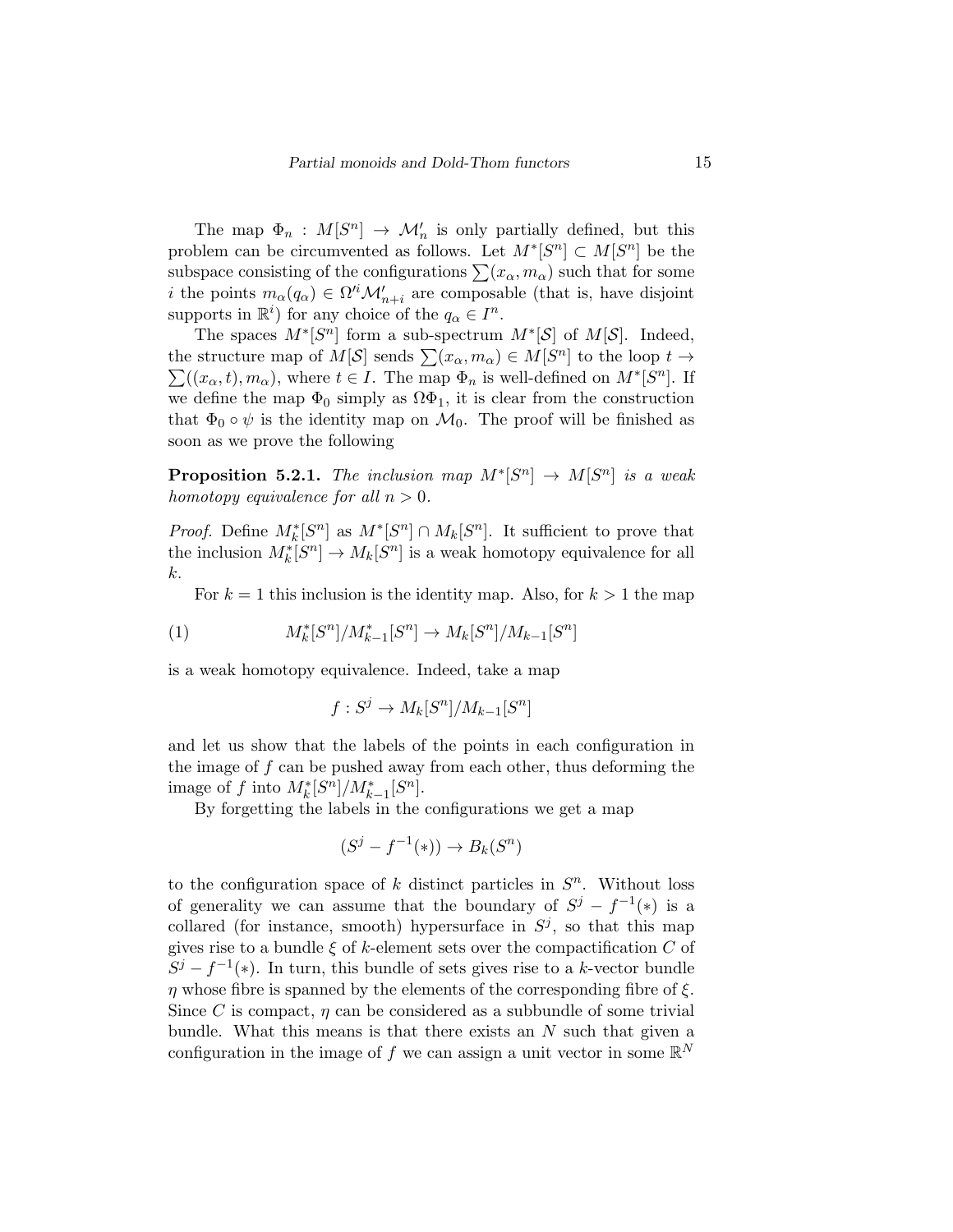The map $\Phi_n : M[S^n] \to \mathcal{M}'_n$ is only partially defined, but this problem can be circumvented as follows. Let $M^*[S^n] \subset M[S^n]$ be the subspace consisting of the configurations $\sum(x_\alpha, m_\alpha)$ such that for some $i$ the points $m_\alpha(q_\alpha) \in \Omega'^i \mathcal{M}'_{n+i}$ are composable (that is, have disjoint supports in $\mathbb{R}^i$) for any choice of the $q_\alpha \in I^n$.

The spaces $M^*[S^n]$ form a sub-spectrum $M^*[\mathcal{S}]$ of $M[\mathcal{S}]$. Indeed, the structure map of $M[\mathcal{S}]$ sends $\sum(x_\alpha, m_\alpha) \in M[S^n]$ to the loop $t \to \sum((x_\alpha, t), m_\alpha)$, where $t \in I$. The map $\Phi_n$ is well-defined on $M^*[S^n]$. If we define the map $\Phi_0$ simply as $\Omega\Phi_1$, it is clear from the construction that $\Phi_0 \circ \psi$ is the identity map on $\mathcal{M}_0$. The proof will be finished as soon as we prove the following

**Proposition 5.2.1.** *The inclusion map $M^*[S^n] \to M[S^n]$ is a weak homotopy equivalence for all $n > 0$.*

*Proof.* Define $M^*_k[S^n]$ as $M^*[S^n] \cap M_k[S^n]$. It sufficient to prove that the inclusion $M^*_k[S^n] \to M_k[S^n]$ is a weak homotopy equivalence for all $k$.

For $k = 1$ this inclusion is the identity map. Also, for $k > 1$ the map

$$M^*_k[S^n]/M^*_{k-1}[S^n] \to M_k[S^n]/M_{k-1}[S^n] \tag{1}$$

is a weak homotopy equivalence. Indeed, take a map

$$f : S^j \to M_k[S^n]/M_{k-1}[S^n]$$

and let us show that the labels of the points in each configuration in the image of $f$ can be pushed away from each other, thus deforming the image of $f$ into $M^*_k[S^n]/M^*_{k-1}[S^n]$.

By forgetting the labels in the configurations we get a map

$$(S^j - f^{-1}(*)) \to B_k(S^n)$$

to the configuration space of $k$ distinct particles in $S^n$. Without loss of generality we can assume that the boundary of $S^j - f^{-1}(*)$ is a collared (for instance, smooth) hypersurface in $S^j$, so that this map gives rise to a bundle $\xi$ of $k$-element sets over the compactification $C$ of $S^j - f^{-1}(*)$. In turn, this bundle of sets gives rise to a $k$-vector bundle $\eta$ whose fibre is spanned by the elements of the corresponding fibre of $\xi$. Since $C$ is compact, $\eta$ can be considered as a subbundle of some trivial bundle. What this means is that there exists an $N$ such that given a configuration in the image of $f$ we can assign a unit vector in some $\mathbb{R}^N$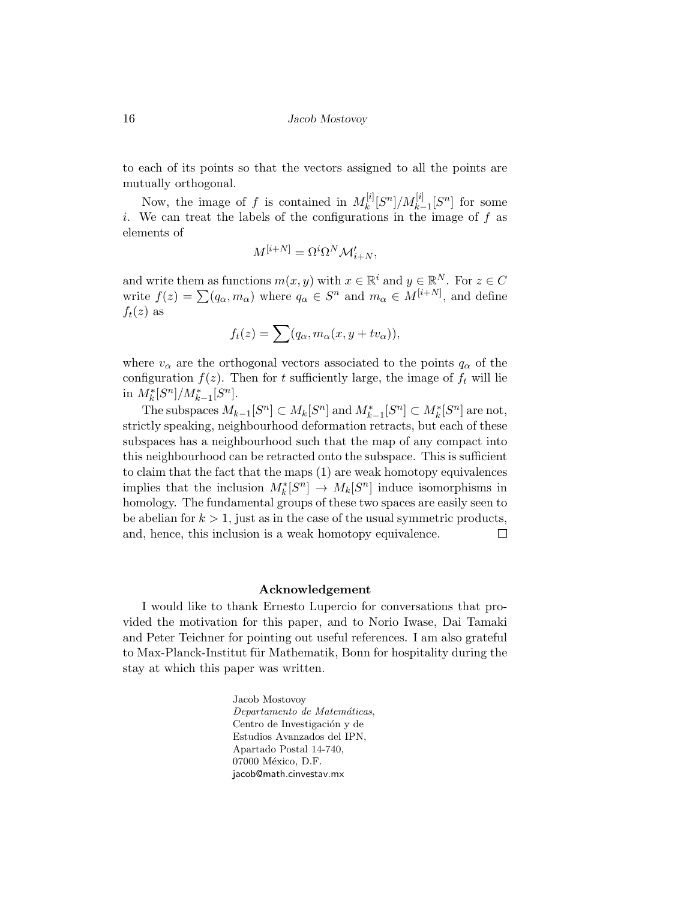to each of its points so that the vectors assigned to all the points are mutually orthogonal.

Now, the image of $f$ is contained in $M_k^{[i]}[S^n]/M_{k-1}^{[i]}[S^n]$ for some $i$. We can treat the labels of the configurations in the image of $f$ as elements of

$$M^{[i+N]} = \Omega^i \Omega^N \mathcal{M}'_{i+N},$$

and write them as functions $m(x, y)$ with $x \in \mathbb{R}^i$ and $y \in \mathbb{R}^N$. For $z \in C$ write $f(z) = \sum (q_\alpha, m_\alpha)$ where $q_\alpha \in S^n$ and $m_\alpha \in M^{[i+N]}$, and define $f_t(z)$ as

$$f_t(z) = \sum (q_\alpha, m_\alpha(x, y + tv_\alpha)),$$

where $v_\alpha$ are the orthogonal vectors associated to the points $q_\alpha$ of the configuration $f(z)$. Then for $t$ sufficiently large, the image of $f_t$ will lie in $M_k^*[S^n]/M_{k-1}^*[S^n]$.

The subspaces $M_{k-1}[S^n] \subset M_k[S^n]$ and $M_{k-1}^*[S^n] \subset M_k^*[S^n]$ are not, strictly speaking, neighbourhood deformation retracts, but each of these subspaces has a neighbourhood such that the map of any compact into this neighbourhood can be retracted onto the subspace. This is sufficient to claim that the fact that the maps (1) are weak homotopy equivalences implies that the inclusion $M_k^*[S^n] \to M_k[S^n]$ induce isomorphisms in homology. The fundamental groups of these two spaces are easily seen to be abelian for $k > 1$, just as in the case of the usual symmetric products, and, hence, this inclusion is a weak homotopy equivalence. □

## Acknowledgement

I would like to thank Ernesto Lupercio for conversations that provided the motivation for this paper, and to Norio Iwase, Dai Tamaki and Peter Teichner for pointing out useful references. I am also grateful to Max-Planck-Institut für Mathematik, Bonn for hospitality during the stay at which this paper was written.

Jacob Mostovoy
*Departamento de Matemáticas*,
Centro de Investigación y de
Estudios Avanzados del IPN,
Apartado Postal 14-740,
07000 México, D.F.
jacob@math.cinvestav.mx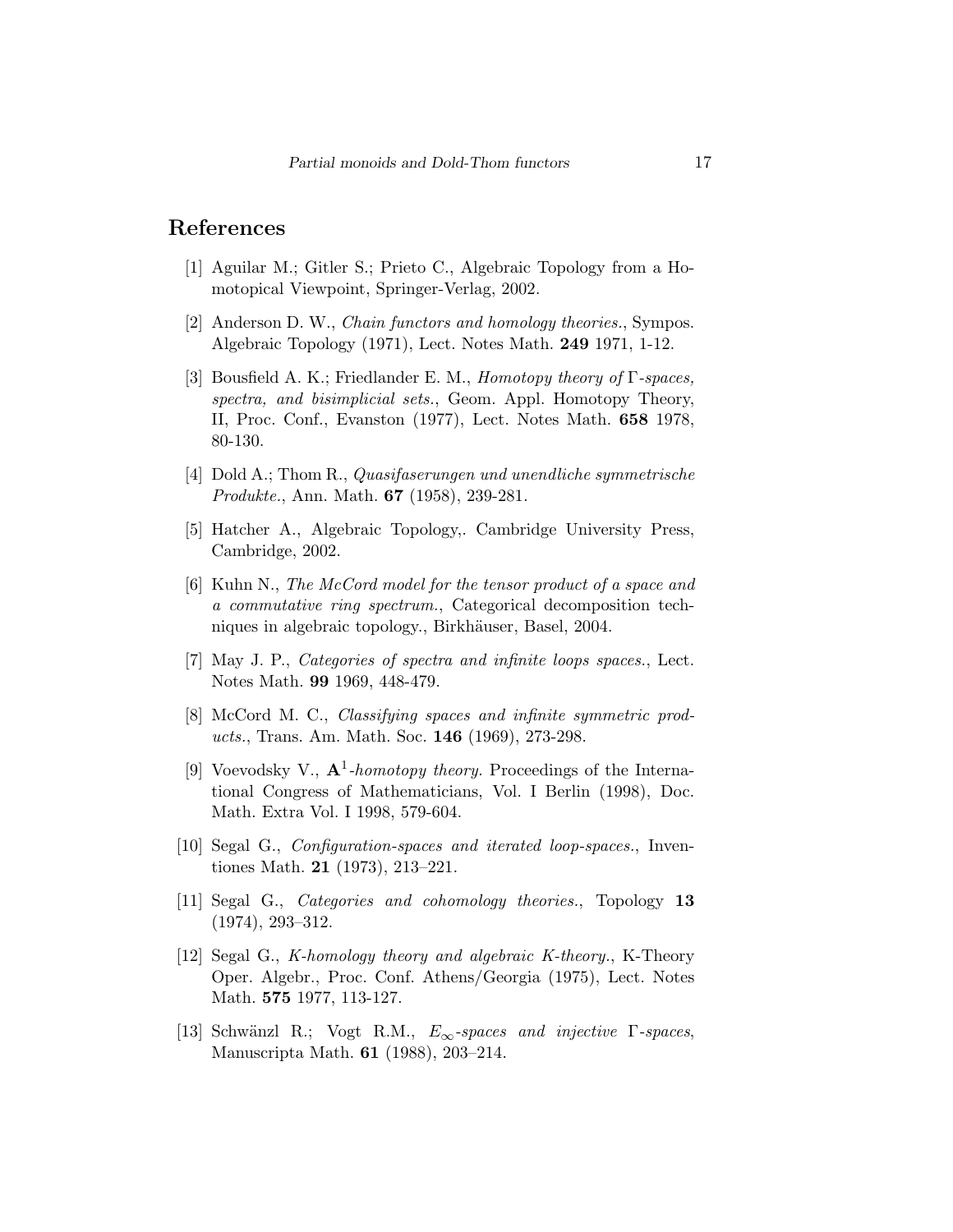## References

[1] Aguilar M.; Gitler S.; Prieto C., Algebraic Topology from a Homotopical Viewpoint, Springer-Verlag, 2002.

[2] Anderson D. W., *Chain functors and homology theories.*, Sympos. Algebraic Topology (1971), Lect. Notes Math. **249** 1971, 1-12.

[3] Bousfield A. K.; Friedlander E. M., *Homotopy theory of* $\Gamma$*-spaces, spectra, and bisimplicial sets.*, Geom. Appl. Homotopy Theory, II, Proc. Conf., Evanston (1977), Lect. Notes Math. **658** 1978, 80-130.

[4] Dold A.; Thom R., *Quasifaserungen und unendliche symmetrische Produkte.*, Ann. Math. **67** (1958), 239-281.

[5] Hatcher A., Algebraic Topology,. Cambridge University Press, Cambridge, 2002.

[6] Kuhn N., *The McCord model for the tensor product of a space and a commutative ring spectrum.*, Categorical decomposition techniques in algebraic topology., Birkhäuser, Basel, 2004.

[7] May J. P., *Categories of spectra and infinite loops spaces.*, Lect. Notes Math. **99** 1969, 448-479.

[8] McCord M. C., *Classifying spaces and infinite symmetric products.*, Trans. Am. Math. Soc. **146** (1969), 273-298.

[9] Voevodsky V., $\mathbf{A}^1$*-homotopy theory.* Proceedings of the International Congress of Mathematicians, Vol. I Berlin (1998), Doc. Math. Extra Vol. I 1998, 579-604.

[10] Segal G., *Configuration-spaces and iterated loop-spaces.*, Inventiones Math. **21** (1973), 213–221.

[11] Segal G., *Categories and cohomology theories.*, Topology **13** (1974), 293–312.

[12] Segal G., *K-homology theory and algebraic K-theory.*, K-Theory Oper. Algebr., Proc. Conf. Athens/Georgia (1975), Lect. Notes Math. **575** 1977, 113-127.

[13] Schwänzl R.; Vogt R.M., $E_\infty$*-spaces and injective* $\Gamma$*-spaces*, Manuscripta Math. **61** (1988), 203–214.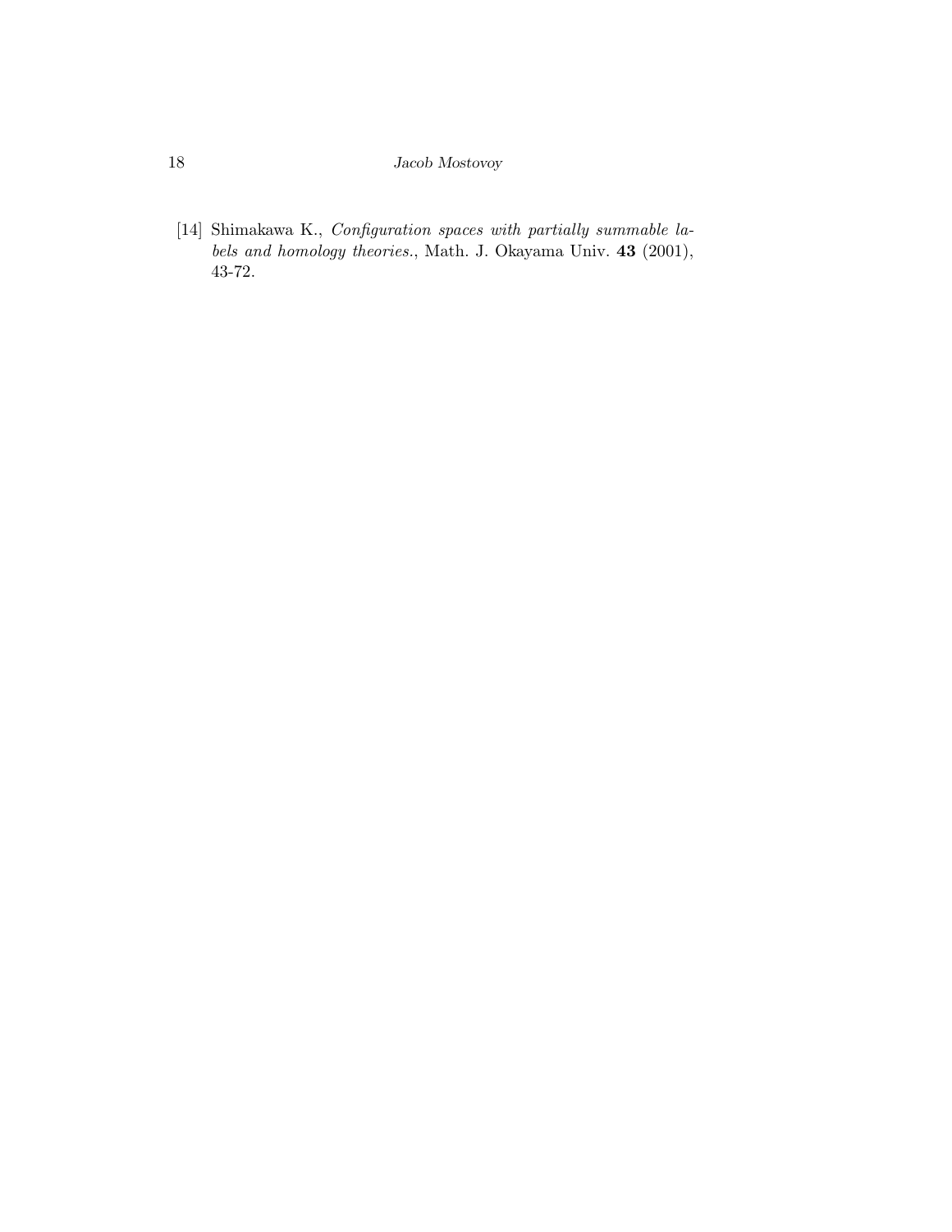[14] Shimakawa K., *Configuration spaces with partially summable labels and homology theories.*, Math. J. Okayama Univ. **43** (2001), 43-72.